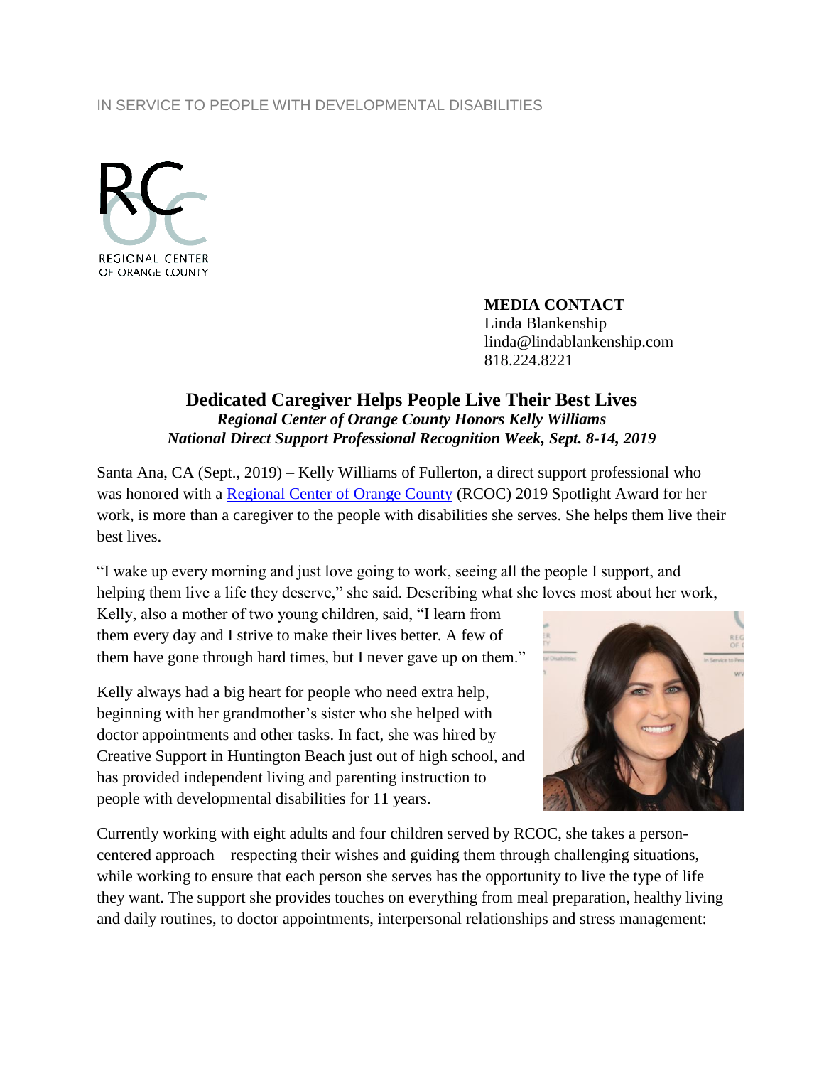IN SERVICE TO PEOPLE WITH DEVELOPMENTAL DISABILITIES

REGIONAL CENTER OF ORANGE COUNTY

**MEDIA CONTACT**
Linda Blankenship
linda@lindablankenship.com
818.224.8221

## Dedicated Caregiver Helps People Live Their Best Lives

***Regional Center of Orange County Honors Kelly Williams***
***National Direct Support Professional Recognition Week, Sept. 8-14, 2019***

Santa Ana, CA (Sept., 2019) – Kelly Williams of Fullerton, a direct support professional who was honored with a Regional Center of Orange County (RCOC) 2019 Spotlight Award for her work, is more than a caregiver to the people with disabilities she serves. She helps them live their best lives.

"I wake up every morning and just love going to work, seeing all the people I support, and helping them live a life they deserve," she said. Describing what she loves most about her work, Kelly, also a mother of two young children, said, "I learn from them every day and I strive to make their lives better. A few of them have gone through hard times, but I never gave up on them."

Kelly always had a big heart for people who need extra help, beginning with her grandmother's sister who she helped with doctor appointments and other tasks. In fact, she was hired by Creative Support in Huntington Beach just out of high school, and has provided independent living and parenting instruction to people with developmental disabilities for 11 years.

Currently working with eight adults and four children served by RCOC, she takes a person-centered approach – respecting their wishes and guiding them through challenging situations, while working to ensure that each person she serves has the opportunity to live the type of life they want. The support she provides touches on everything from meal preparation, healthy living and daily routines, to doctor appointments, interpersonal relationships and stress management: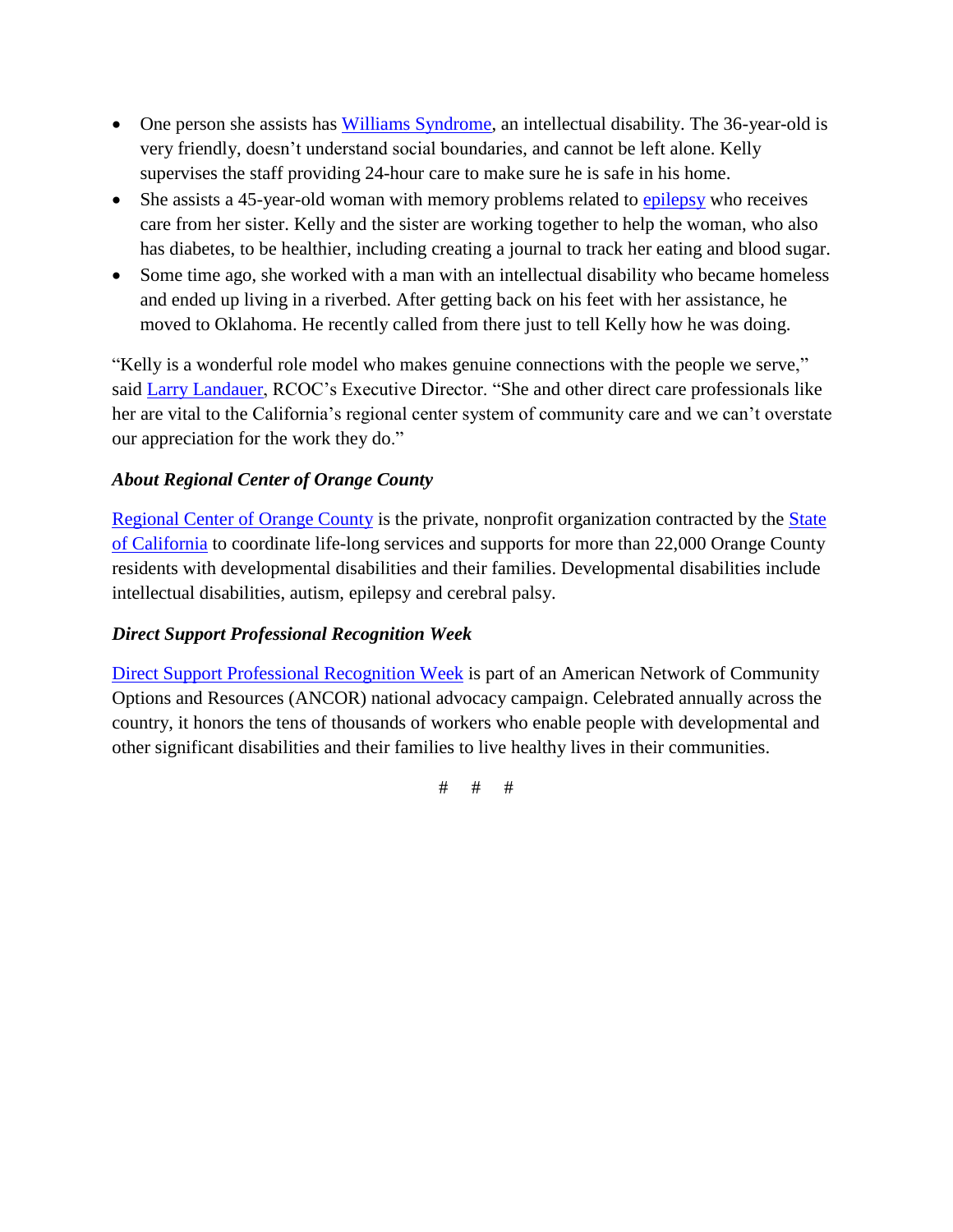- One person she assists has Williams Syndrome, an intellectual disability. The 36-year-old is very friendly, doesn't understand social boundaries, and cannot be left alone. Kelly supervises the staff providing 24-hour care to make sure he is safe in his home.
- She assists a 45-year-old woman with memory problems related to epilepsy who receives care from her sister. Kelly and the sister are working together to help the woman, who also has diabetes, to be healthier, including creating a journal to track her eating and blood sugar.
- Some time ago, she worked with a man with an intellectual disability who became homeless and ended up living in a riverbed. After getting back on his feet with her assistance, he moved to Oklahoma. He recently called from there just to tell Kelly how he was doing.

"Kelly is a wonderful role model who makes genuine connections with the people we serve," said Larry Landauer, RCOC's Executive Director. "She and other direct care professionals like her are vital to the California's regional center system of community care and we can't overstate our appreciation for the work they do."

***About Regional Center of Orange County***

Regional Center of Orange County is the private, nonprofit organization contracted by the State of California to coordinate life-long services and supports for more than 22,000 Orange County residents with developmental disabilities and their families. Developmental disabilities include intellectual disabilities, autism, epilepsy and cerebral palsy.

***Direct Support Professional Recognition Week***

Direct Support Professional Recognition Week is part of an American Network of Community Options and Resources (ANCOR) national advocacy campaign. Celebrated annually across the country, it honors the tens of thousands of workers who enable people with developmental and other significant disabilities and their families to live healthy lives in their communities.

# # #